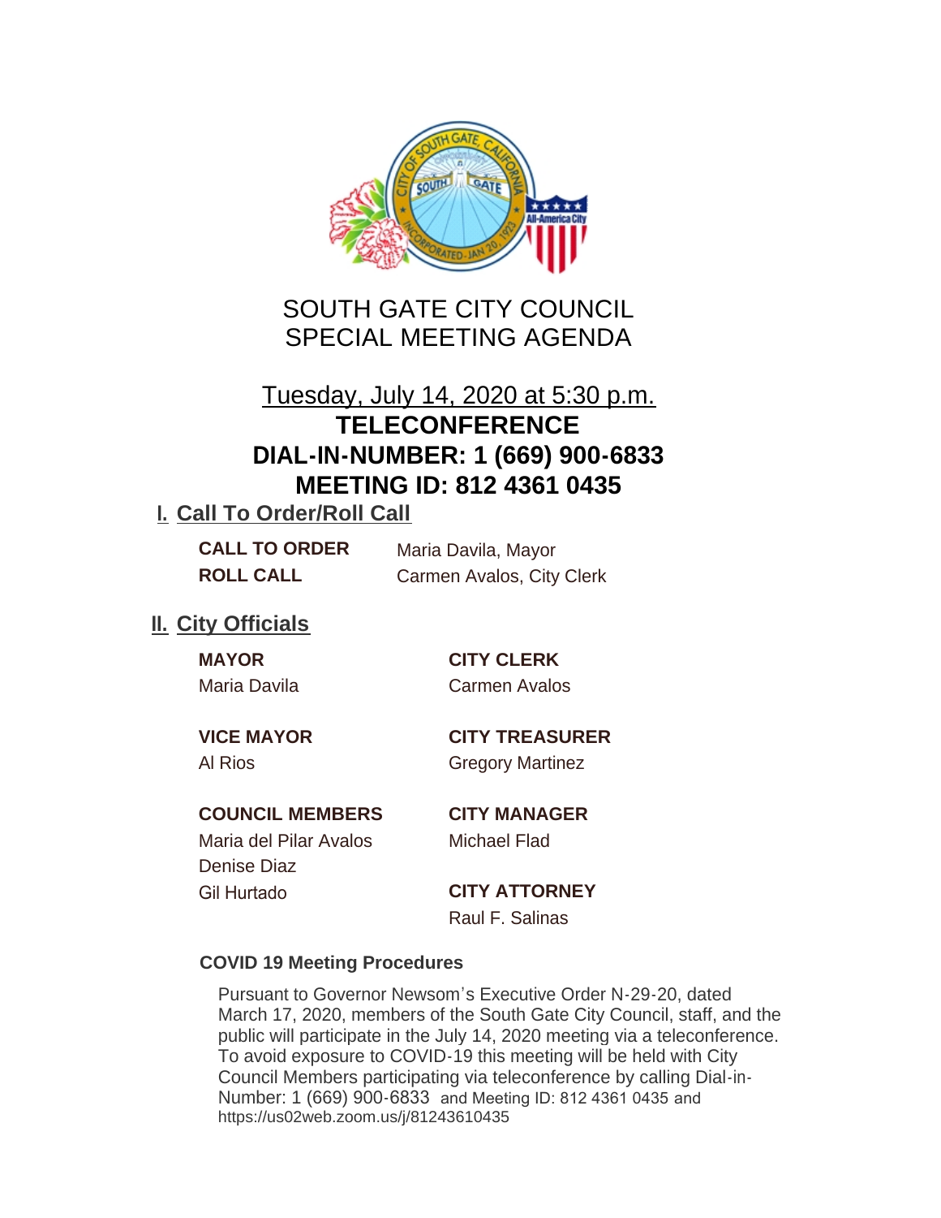# SOUTH GATE CITY COUNCIL
# SPECIAL MEETING AGENDA

Tuesday, July 14, 2020 at 5:30 p.m.

**TELECONFERENCE**
**DIAL-IN-NUMBER: 1 (669) 900-6833**
**MEETING ID: 812 4361 0435**

## I. Call To Order/Roll Call

**CALL TO ORDER** Maria Davila, Mayor

**ROLL CALL** Carmen Avalos, City Clerk

## II. City Officials

**MAYOR**
Maria Davila

**VICE MAYOR**
Al Rios

**COUNCIL MEMBERS**
Maria del Pilar Avalos
Denise Diaz
Gil Hurtado

**CITY CLERK**
Carmen Avalos

**CITY TREASURER**
Gregory Martinez

**CITY MANAGER**
Michael Flad

**CITY ATTORNEY**
Raul F. Salinas

### COVID 19 Meeting Procedures

Pursuant to Governor Newsom's Executive Order N-29-20, dated March 17, 2020, members of the South Gate City Council, staff, and the public will participate in the July 14, 2020 meeting via a teleconference. To avoid exposure to COVID-19 this meeting will be held with City Council Members participating via teleconference by calling Dial-in-Number: 1 (669) 900-6833 and Meeting ID: 812 4361 0435 and https://us02web.zoom.us/j/81243610435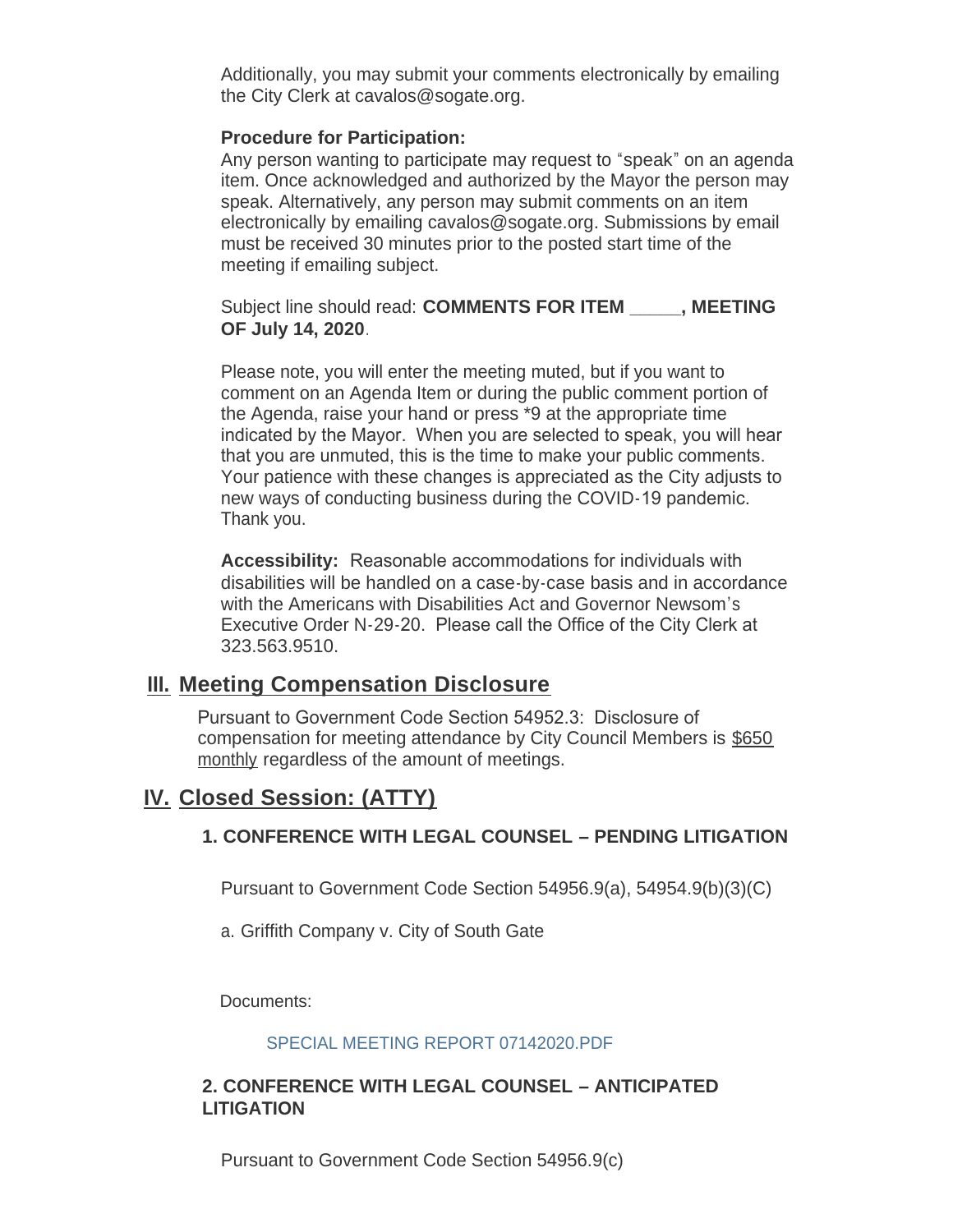Additionally, you may submit your comments electronically by emailing the City Clerk at cavalos@sogate.org.

**Procedure for Participation:**
Any person wanting to participate may request to "speak" on an agenda item. Once acknowledged and authorized by the Mayor the person may speak. Alternatively, any person may submit comments on an item electronically by emailing cavalos@sogate.org. Submissions by email must be received 30 minutes prior to the posted start time of the meeting if emailing subject.

Subject line should read: **COMMENTS FOR ITEM _____, MEETING OF July 14, 2020**.

Please note, you will enter the meeting muted, but if you want to comment on an Agenda Item or during the public comment portion of the Agenda, raise your hand or press *9 at the appropriate time indicated by the Mayor. When you are selected to speak, you will hear that you are unmuted, this is the time to make your public comments. Your patience with these changes is appreciated as the City adjusts to new ways of conducting business during the COVID-19 pandemic. Thank you.

**Accessibility:** Reasonable accommodations for individuals with disabilities will be handled on a case-by-case basis and in accordance with the Americans with Disabilities Act and Governor Newsom's Executive Order N-29-20. Please call the Office of the City Clerk at 323.563.9510.

## III. Meeting Compensation Disclosure

Pursuant to Government Code Section 54952.3: Disclosure of compensation for meeting attendance by City Council Members is $650 monthly regardless of the amount of meetings.

## IV. Closed Session: (ATTY)

### 1. CONFERENCE WITH LEGAL COUNSEL – PENDING LITIGATION

Pursuant to Government Code Section 54956.9(a), 54954.9(b)(3)(C)

a. Griffith Company v. City of South Gate

Documents:

SPECIAL MEETING REPORT 07142020.PDF

### 2. CONFERENCE WITH LEGAL COUNSEL – ANTICIPATED LITIGATION

Pursuant to Government Code Section 54956.9(c)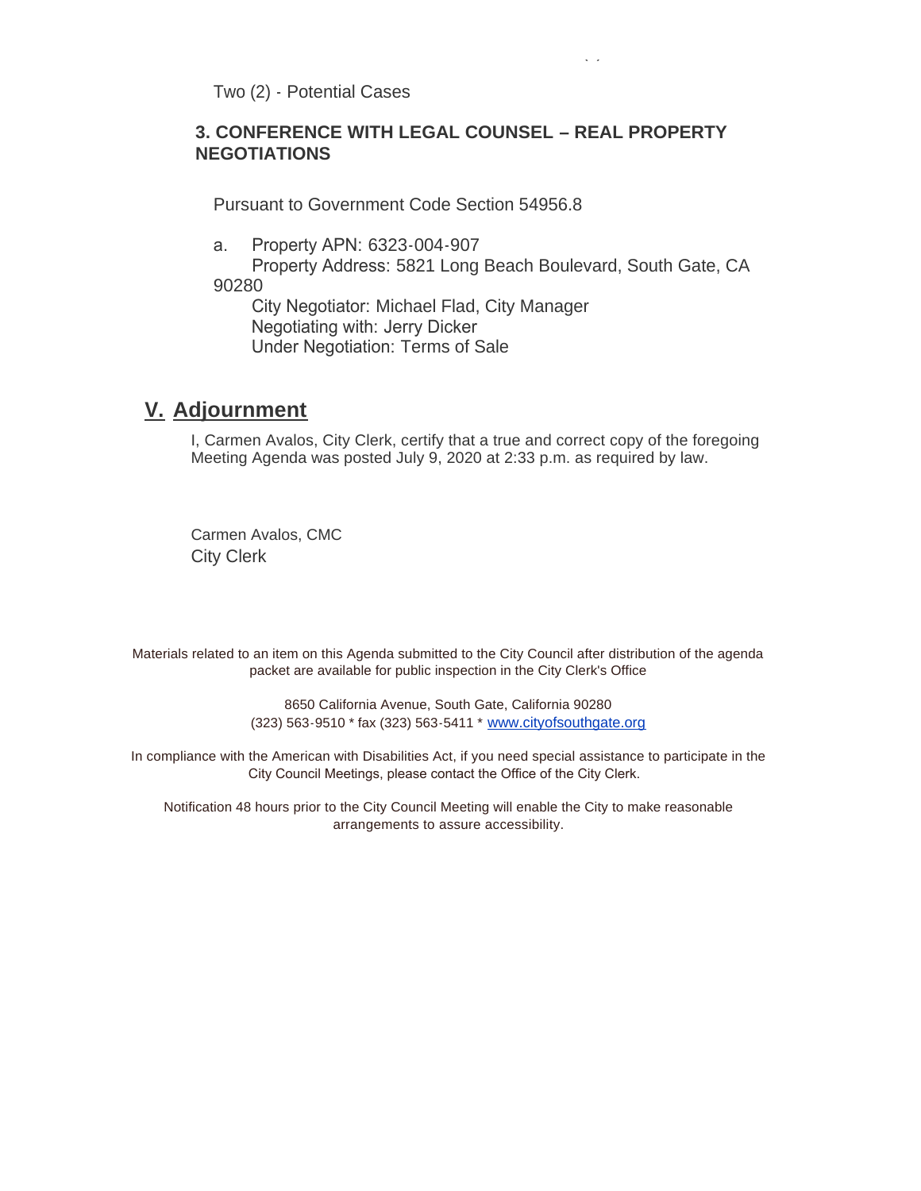Two (2) - Potential Cases

### 3. CONFERENCE WITH LEGAL COUNSEL – REAL PROPERTY NEGOTIATIONS

Pursuant to Government Code Section 54956.8

a. Property APN: 6323-004-907
   Property Address: 5821 Long Beach Boulevard, South Gate, CA 90280
   City Negotiator: Michael Flad, City Manager
   Negotiating with: Jerry Dicker
   Under Negotiation: Terms of Sale

## V. Adjournment

I, Carmen Avalos, City Clerk, certify that a true and correct copy of the foregoing Meeting Agenda was posted July 9, 2020 at 2:33 p.m. as required by law.

Carmen Avalos, CMC
City Clerk

Materials related to an item on this Agenda submitted to the City Council after distribution of the agenda packet are available for public inspection in the City Clerk's Office

8650 California Avenue, South Gate, California 90280
(323) 563-9510 * fax (323) 563-5411 * www.cityofsouthgate.org

In compliance with the American with Disabilities Act, if you need special assistance to participate in the City Council Meetings, please contact the Office of the City Clerk.

Notification 48 hours prior to the City Council Meeting will enable the City to make reasonable arrangements to assure accessibility.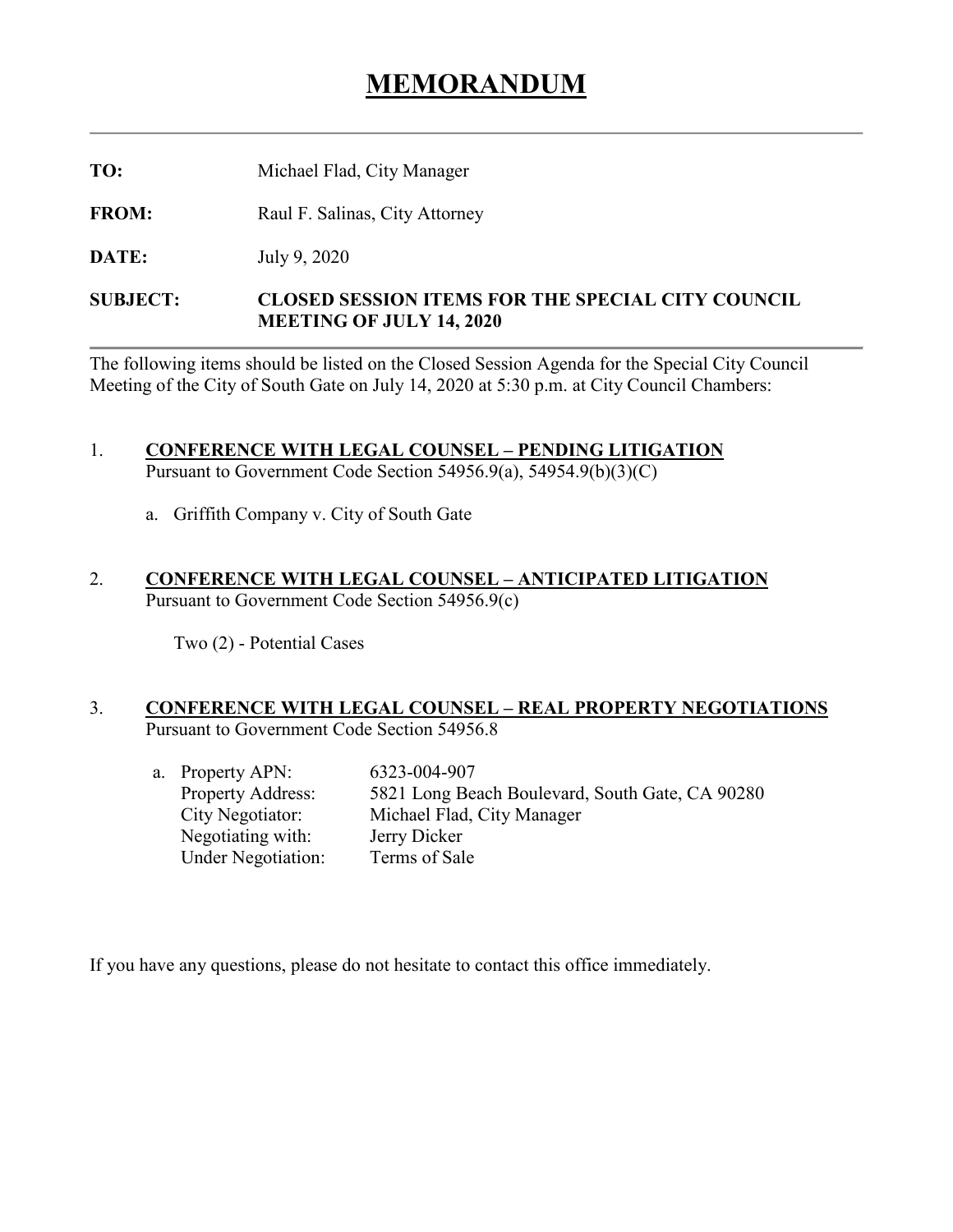# MEMORANDUM

---

**TO:** Michael Flad, City Manager

**FROM:** Raul F. Salinas, City Attorney

**DATE:** July 9, 2020

**SUBJECT:** **CLOSED SESSION ITEMS FOR THE SPECIAL CITY COUNCIL MEETING OF JULY 14, 2020**

---

The following items should be listed on the Closed Session Agenda for the Special City Council Meeting of the City of South Gate on July 14, 2020 at 5:30 p.m. at City Council Chambers:

1. **CONFERENCE WITH LEGAL COUNSEL – PENDING LITIGATION**
   Pursuant to Government Code Section 54956.9(a), 54954.9(b)(3)(C)

   a. Griffith Company v. City of South Gate

2. **CONFERENCE WITH LEGAL COUNSEL – ANTICIPATED LITIGATION**
   Pursuant to Government Code Section 54956.9(c)

   Two (2) - Potential Cases

3. **CONFERENCE WITH LEGAL COUNSEL – REAL PROPERTY NEGOTIATIONS**
   Pursuant to Government Code Section 54956.8

   a. Property APN: 6323-004-907
      Property Address: 5821 Long Beach Boulevard, South Gate, CA 90280
      City Negotiator: Michael Flad, City Manager
      Negotiating with: Jerry Dicker
      Under Negotiation: Terms of Sale

If you have any questions, please do not hesitate to contact this office immediately.